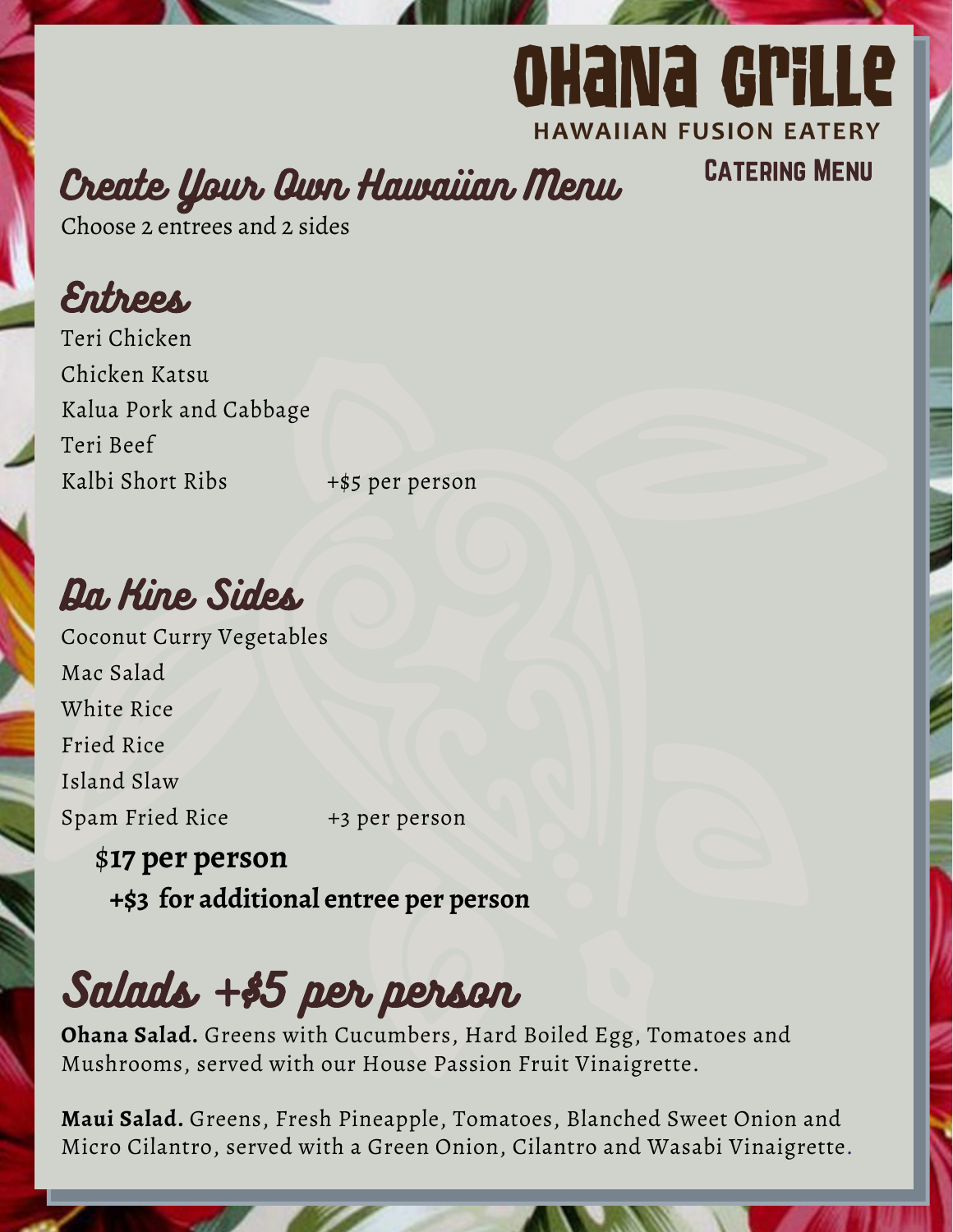# OHANA GRILLE

**HAWAIIAN FUSION EATERY**

**CATERING MENU**

## Create Your Own Hawaiian Menu

Choose 2 entrees and 2 sides

### Entrees

Teri Chicken

Chicken Katsu

Kalua Pork and Cabbage

Teri Beef

Kalbi Short Ribs +$5 per person

### Da Kine Sides

Coconut Curry Vegetables

Mac Salad

White Rice

Fried Rice

Island Slaw

Spam Fried Rice +3 per person

**$17 per person**

**+$3 for additional entree per person**

## Salads +$5 per person

**Ohana Salad.** Greens with Cucumbers, Hard Boiled Egg, Tomatoes and Mushrooms, served with our House Passion Fruit Vinaigrette.

**Maui Salad.** Greens, Fresh Pineapple, Tomatoes, Blanched Sweet Onion and Micro Cilantro, served with a Green Onion, Cilantro and Wasabi Vinaigrette.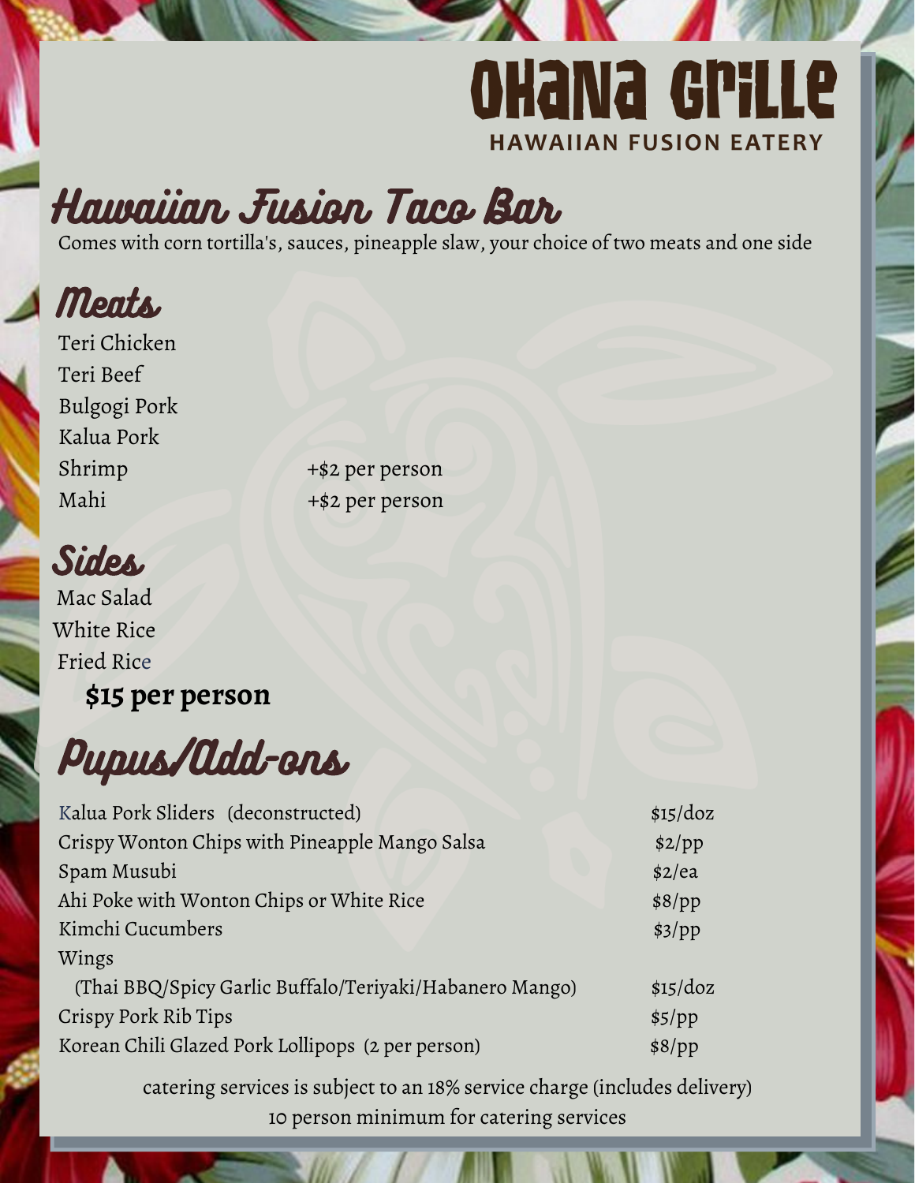# Ohana Grille

**HAWAIIAN FUSION EATERY**

## Hawaiian Fusion Taco Bar

Comes with corn tortilla's, sauces, pineapple slaw, your choice of two meats and one side

### Meats

| | |
|---|---|
| Teri Chicken | |
| Teri Beef | |
| Bulgogi Pork | |
| Kalua Pork | |
| Shrimp | +$2 per person |
| Mahi | +$2 per person |

### Sides

Mac Salad
White Rice
Fried Rice

**$15 per person**

## Pupus/Add-ons

| | |
|---|---|
| Kalua Pork Sliders (deconstructed) | $15/doz |
| Crispy Wonton Chips with Pineapple Mango Salsa | $2/pp |
| Spam Musubi | $2/ea |
| Ahi Poke with Wonton Chips or White Rice | $8/pp |
| Kimchi Cucumbers | $3/pp |
| Wings (Thai BBQ/Spicy Garlic Buffalo/Teriyaki/Habanero Mango) | $15/doz |
| Crispy Pork Rib Tips | $5/pp |
| Korean Chili Glazed Pork Lollipops (2 per person) | $8/pp |

catering services is subject to an 18% service charge (includes delivery)

10 person minimum for catering services